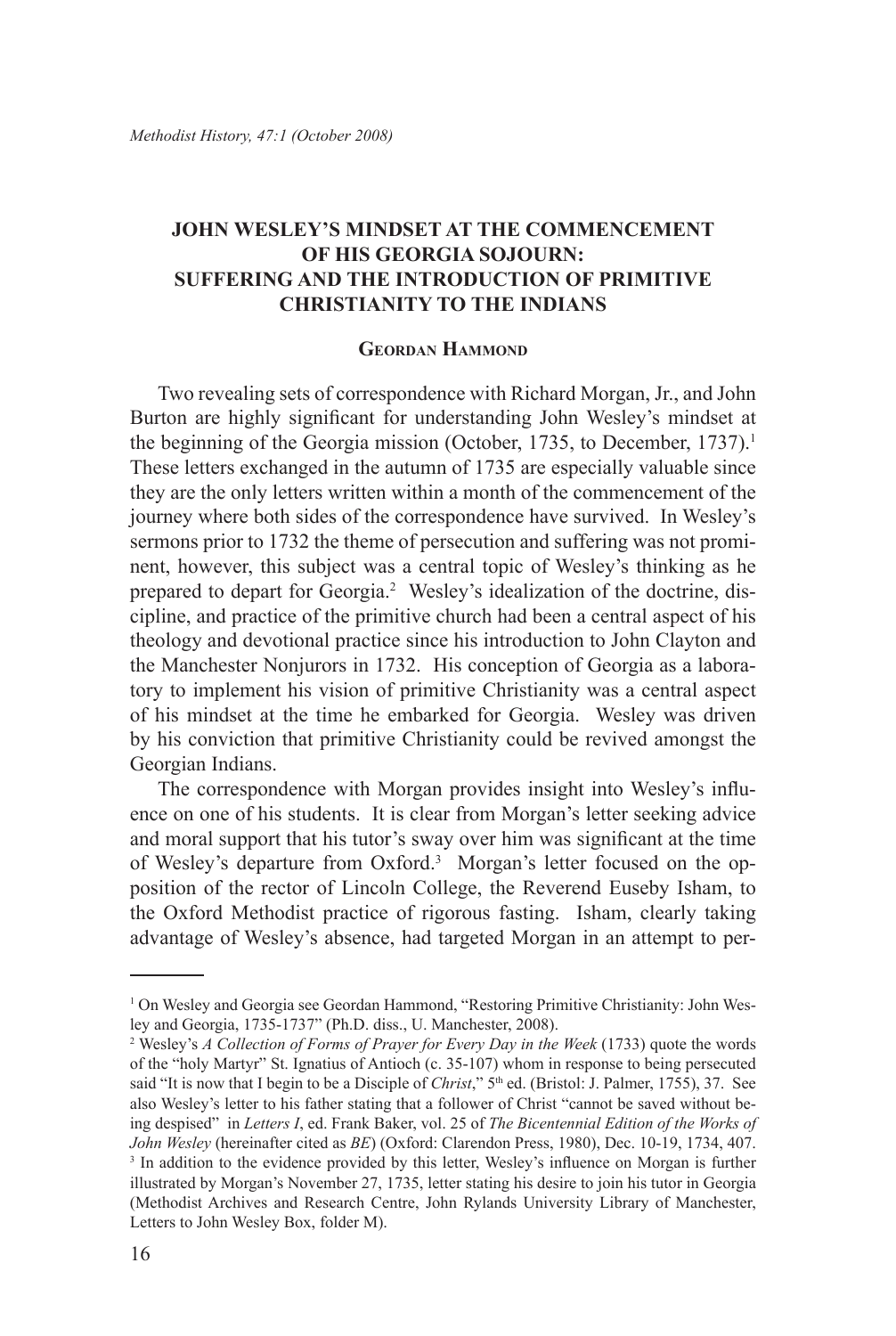# JOHN WESLEY'S MINDSET AT THE COMMENCEMENT OF HIS GEORGIA SOJOURN: SUFFERING AND THE INTRODUCTION OF PRIMITIVE CHRISTIANITY TO THE INDIANS

**Geordan Hammond**

Two revealing sets of correspondence with Richard Morgan, Jr., and John Burton are highly significant for understanding John Wesley's mindset at the beginning of the Georgia mission (October, 1735, to December, 1737).[1] These letters exchanged in the autumn of 1735 are especially valuable since they are the only letters written within a month of the commencement of the journey where both sides of the correspondence have survived. In Wesley's sermons prior to 1732 the theme of persecution and suffering was not prominent, however, this subject was a central topic of Wesley's thinking as he prepared to depart for Georgia.[2] Wesley's idealization of the doctrine, discipline, and practice of the primitive church had been a central aspect of his theology and devotional practice since his introduction to John Clayton and the Manchester Nonjurors in 1732. His conception of Georgia as a laboratory to implement his vision of primitive Christianity was a central aspect of his mindset at the time he embarked for Georgia. Wesley was driven by his conviction that primitive Christianity could be revived amongst the Georgian Indians.

The correspondence with Morgan provides insight into Wesley's influence on one of his students. It is clear from Morgan's letter seeking advice and moral support that his tutor's sway over him was significant at the time of Wesley's departure from Oxford.[3] Morgan's letter focused on the opposition of the rector of Lincoln College, the Reverend Euseby Isham, to the Oxford Methodist practice of rigorous fasting. Isham, clearly taking advantage of Wesley's absence, had targeted Morgan in an attempt to per-

---

[1] On Wesley and Georgia see Geordan Hammond, "Restoring Primitive Christianity: John Wesley and Georgia, 1735-1737" (Ph.D. diss., U. Manchester, 2008).

[2] Wesley's *A Collection of Forms of Prayer for Every Day in the Week* (1733) quote the words of the "holy Martyr" St. Ignatius of Antioch (c. 35-107) whom in response to being persecuted said "It is now that I begin to be a Disciple of *Christ*," 5th ed. (Bristol: J. Palmer, 1755), 37. See also Wesley's letter to his father stating that a follower of Christ "cannot be saved without being despised" in *Letters I*, ed. Frank Baker, vol. 25 of *The Bicentennial Edition of the Works of John Wesley* (hereinafter cited as *BE*) (Oxford: Clarendon Press, 1980), Dec. 10-19, 1734, 407.

[3] In addition to the evidence provided by this letter, Wesley's influence on Morgan is further illustrated by Morgan's November 27, 1735, letter stating his desire to join his tutor in Georgia (Methodist Archives and Research Centre, John Rylands University Library of Manchester, Letters to John Wesley Box, folder M).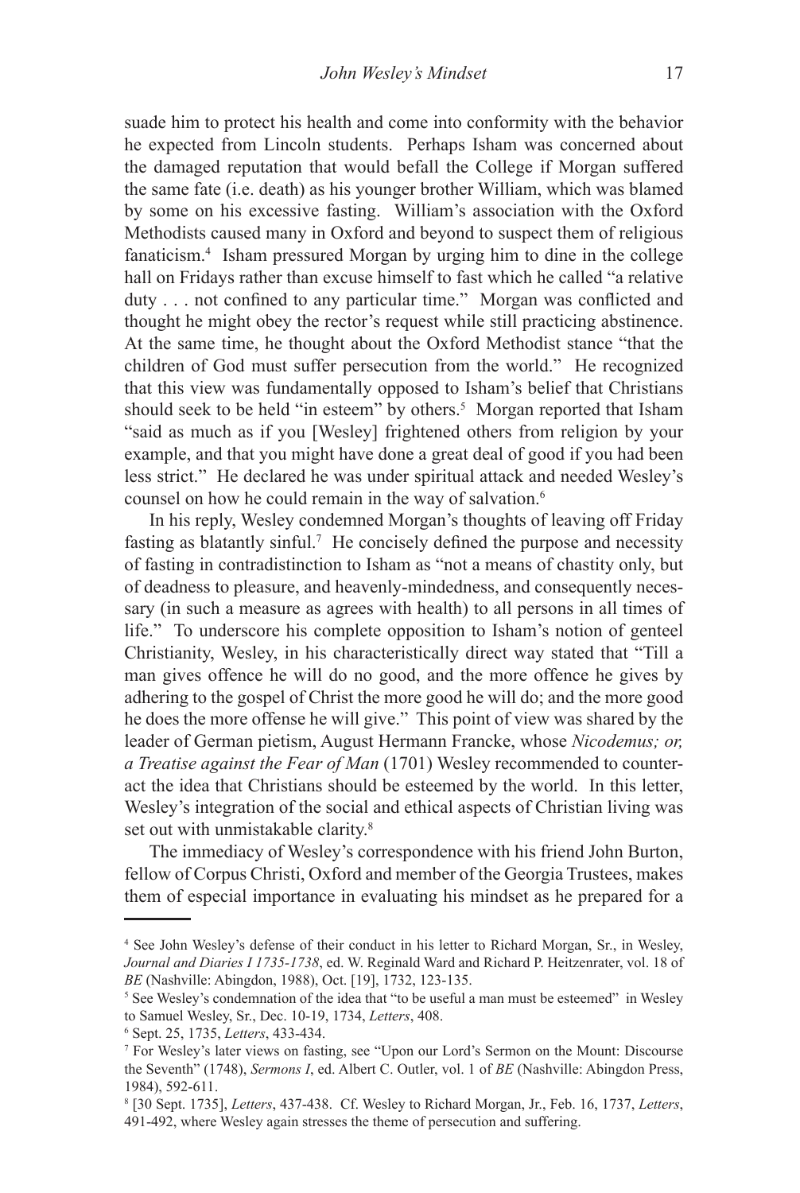suade him to protect his health and come into conformity with the behavior he expected from Lincoln students. Perhaps Isham was concerned about the damaged reputation that would befall the College if Morgan suffered the same fate (i.e. death) as his younger brother William, which was blamed by some on his excessive fasting. William's association with the Oxford Methodists caused many in Oxford and beyond to suspect them of religious fanaticism.[4] Isham pressured Morgan by urging him to dine in the college hall on Fridays rather than excuse himself to fast which he called "a relative duty . . . not confined to any particular time." Morgan was conflicted and thought he might obey the rector's request while still practicing abstinence. At the same time, he thought about the Oxford Methodist stance "that the children of God must suffer persecution from the world." He recognized that this view was fundamentally opposed to Isham's belief that Christians should seek to be held "in esteem" by others.[5] Morgan reported that Isham "said as much as if you [Wesley] frightened others from religion by your example, and that you might have done a great deal of good if you had been less strict." He declared he was under spiritual attack and needed Wesley's counsel on how he could remain in the way of salvation.[6]

In his reply, Wesley condemned Morgan's thoughts of leaving off Friday fasting as blatantly sinful.[7] He concisely defined the purpose and necessity of fasting in contradistinction to Isham as "not a means of chastity only, but of deadness to pleasure, and heavenly-mindedness, and consequently necessary (in such a measure as agrees with health) to all persons in all times of life." To underscore his complete opposition to Isham's notion of genteel Christianity, Wesley, in his characteristically direct way stated that "Till a man gives offence he will do no good, and the more offence he gives by adhering to the gospel of Christ the more good he will do; and the more good he does the more offense he will give." This point of view was shared by the leader of German pietism, August Hermann Francke, whose *Nicodemus; or, a Treatise against the Fear of Man* (1701) Wesley recommended to counteract the idea that Christians should be esteemed by the world. In this letter, Wesley's integration of the social and ethical aspects of Christian living was set out with unmistakable clarity.[8]

The immediacy of Wesley's correspondence with his friend John Burton, fellow of Corpus Christi, Oxford and member of the Georgia Trustees, makes them of especial importance in evaluating his mindset as he prepared for a

---

[4] See John Wesley's defense of their conduct in his letter to Richard Morgan, Sr., in Wesley, *Journal and Diaries I 1735-1738*, ed. W. Reginald Ward and Richard P. Heitzenrater, vol. 18 of *BE* (Nashville: Abingdon, 1988), Oct. [19], 1732, 123-135.

[5] See Wesley's condemnation of the idea that "to be useful a man must be esteemed" in Wesley to Samuel Wesley, Sr., Dec. 10-19, 1734, *Letters*, 408.

[6] Sept. 25, 1735, *Letters*, 433-434.

[7] For Wesley's later views on fasting, see "Upon our Lord's Sermon on the Mount: Discourse the Seventh" (1748), *Sermons I*, ed. Albert C. Outler, vol. 1 of *BE* (Nashville: Abingdon Press, 1984), 592-611.

[8] [30 Sept. 1735], *Letters*, 437-438. Cf. Wesley to Richard Morgan, Jr., Feb. 16, 1737, *Letters*, 491-492, where Wesley again stresses the theme of persecution and suffering.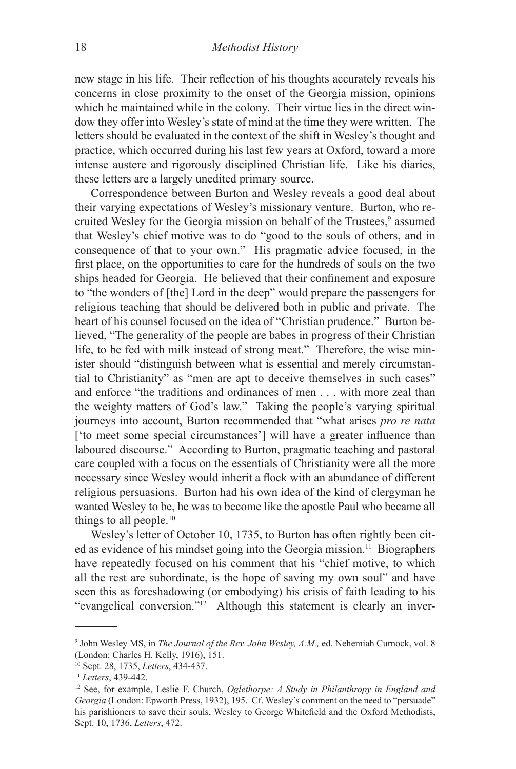new stage in his life. Their reflection of his thoughts accurately reveals his concerns in close proximity to the onset of the Georgia mission, opinions which he maintained while in the colony. Their virtue lies in the direct window they offer into Wesley's state of mind at the time they were written. The letters should be evaluated in the context of the shift in Wesley's thought and practice, which occurred during his last few years at Oxford, toward a more intense austere and rigorously disciplined Christian life. Like his diaries, these letters are a largely unedited primary source.

Correspondence between Burton and Wesley reveals a good deal about their varying expectations of Wesley's missionary venture. Burton, who recruited Wesley for the Georgia mission on behalf of the Trustees,[9] assumed that Wesley's chief motive was to do "good to the souls of others, and in consequence of that to your own." His pragmatic advice focused, in the first place, on the opportunities to care for the hundreds of souls on the two ships headed for Georgia. He believed that their confinement and exposure to "the wonders of [the] Lord in the deep" would prepare the passengers for religious teaching that should be delivered both in public and private. The heart of his counsel focused on the idea of "Christian prudence." Burton believed, "The generality of the people are babes in progress of their Christian life, to be fed with milk instead of strong meat." Therefore, the wise minister should "distinguish between what is essential and merely circumstantial to Christianity" as "men are apt to deceive themselves in such cases" and enforce "the traditions and ordinances of men . . . with more zeal than the weighty matters of God's law." Taking the people's varying spiritual journeys into account, Burton recommended that "what arises *pro re nata* ['to meet some special circumstances'] will have a greater influence than laboured discourse." According to Burton, pragmatic teaching and pastoral care coupled with a focus on the essentials of Christianity were all the more necessary since Wesley would inherit a flock with an abundance of different religious persuasions. Burton had his own idea of the kind of clergyman he wanted Wesley to be, he was to become like the apostle Paul who became all things to all people.[10]

Wesley's letter of October 10, 1735, to Burton has often rightly been cited as evidence of his mindset going into the Georgia mission.[11] Biographers have repeatedly focused on his comment that his "chief motive, to which all the rest are subordinate, is the hope of saving my own soul" and have seen this as foreshadowing (or embodying) his crisis of faith leading to his "evangelical conversion."[12] Although this statement is clearly an inver-

---

[9] John Wesley MS, in *The Journal of the Rev. John Wesley, A.M.,* ed. Nehemiah Curnock, vol. 8 (London: Charles H. Kelly, 1916), 151.

[10] Sept. 28, 1735, *Letters*, 434-437.

[11] *Letters*, 439-442.

[12] See, for example, Leslie F. Church, *Oglethorpe: A Study in Philanthropy in England and Georgia* (London: Epworth Press, 1932), 195. Cf. Wesley's comment on the need to "persuade" his parishioners to save their souls, Wesley to George Whitefield and the Oxford Methodists, Sept. 10, 1736, *Letters*, 472.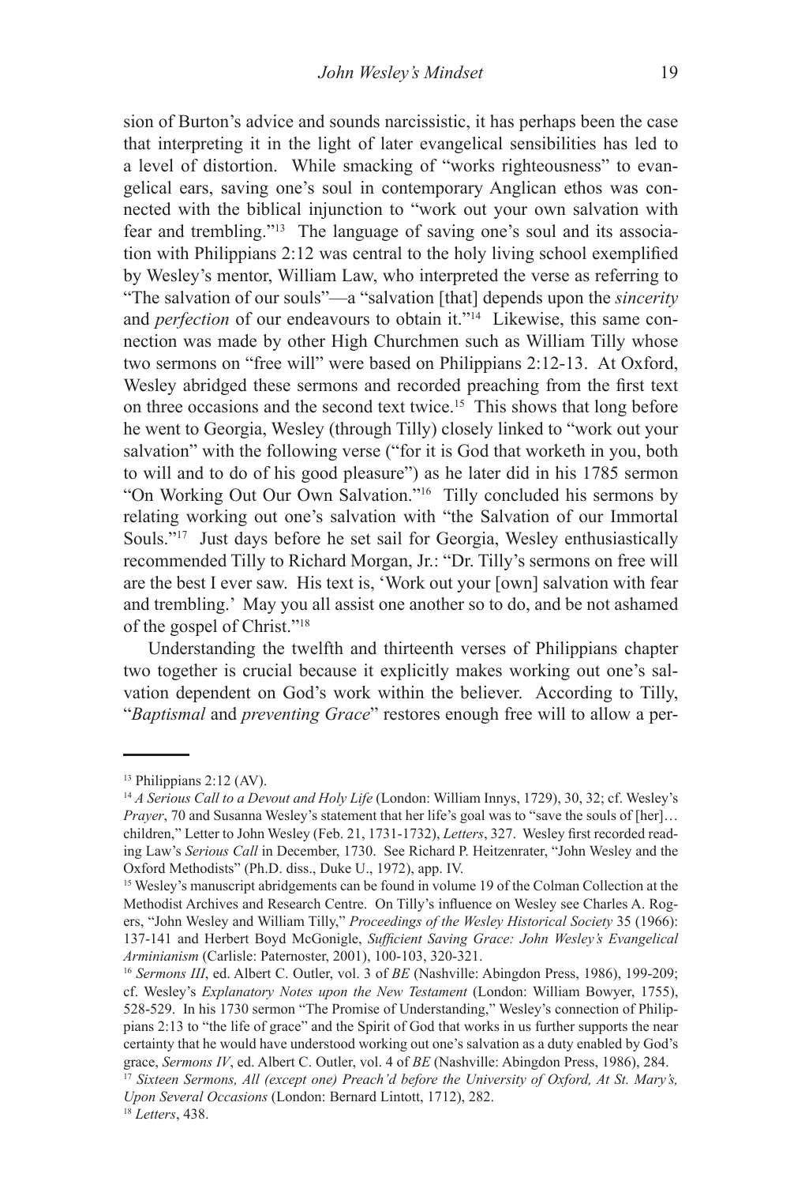sion of Burton's advice and sounds narcissistic, it has perhaps been the case that interpreting it in the light of later evangelical sensibilities has led to a level of distortion. While smacking of "works righteousness" to evangelical ears, saving one's soul in contemporary Anglican ethos was connected with the biblical injunction to "work out your own salvation with fear and trembling."[13] The language of saving one's soul and its association with Philippians 2:12 was central to the holy living school exemplified by Wesley's mentor, William Law, who interpreted the verse as referring to "The salvation of our souls"—a "salvation [that] depends upon the *sincerity* and *perfection* of our endeavours to obtain it."[14] Likewise, this same connection was made by other High Churchmen such as William Tilly whose two sermons on "free will" were based on Philippians 2:12-13. At Oxford, Wesley abridged these sermons and recorded preaching from the first text on three occasions and the second text twice.[15] This shows that long before he went to Georgia, Wesley (through Tilly) closely linked to "work out your salvation" with the following verse ("for it is God that worketh in you, both to will and to do of his good pleasure") as he later did in his 1785 sermon "On Working Out Our Own Salvation."[16] Tilly concluded his sermons by relating working out one's salvation with "the Salvation of our Immortal Souls."[17] Just days before he set sail for Georgia, Wesley enthusiastically recommended Tilly to Richard Morgan, Jr.: "Dr. Tilly's sermons on free will are the best I ever saw. His text is, 'Work out your [own] salvation with fear and trembling.' May you all assist one another so to do, and be not ashamed of the gospel of Christ."[18]

Understanding the twelfth and thirteenth verses of Philippians chapter two together is crucial because it explicitly makes working out one's salvation dependent on God's work within the believer. According to Tilly, "*Baptismal* and *preventing Grace*" restores enough free will to allow a per-

---

[13] Philippians 2:12 (AV).

[14] *A Serious Call to a Devout and Holy Life* (London: William Innys, 1729), 30, 32; cf. Wesley's *Prayer*, 70 and Susanna Wesley's statement that her life's goal was to "save the souls of [her]… children," Letter to John Wesley (Feb. 21, 1731-1732), *Letters*, 327. Wesley first recorded reading Law's *Serious Call* in December, 1730. See Richard P. Heitzenrater, "John Wesley and the Oxford Methodists" (Ph.D. diss., Duke U., 1972), app. IV.

[15] Wesley's manuscript abridgements can be found in volume 19 of the Colman Collection at the Methodist Archives and Research Centre. On Tilly's influence on Wesley see Charles A. Rogers, "John Wesley and William Tilly," *Proceedings of the Wesley Historical Society* 35 (1966): 137-141 and Herbert Boyd McGonigle, *Sufficient Saving Grace: John Wesley's Evangelical Arminianism* (Carlisle: Paternoster, 2001), 100-103, 320-321.

[16] *Sermons III*, ed. Albert C. Outler, vol. 3 of *BE* (Nashville: Abingdon Press, 1986), 199-209; cf. Wesley's *Explanatory Notes upon the New Testament* (London: William Bowyer, 1755), 528-529. In his 1730 sermon "The Promise of Understanding," Wesley's connection of Philippians 2:13 to "the life of grace" and the Spirit of God that works in us further supports the near certainty that he would have understood working out one's salvation as a duty enabled by God's grace, *Sermons IV*, ed. Albert C. Outler, vol. 4 of *BE* (Nashville: Abingdon Press, 1986), 284.

[17] *Sixteen Sermons, All (except one) Preach'd before the University of Oxford, At St. Mary's, Upon Several Occasions* (London: Bernard Lintott, 1712), 282.

[18] *Letters*, 438.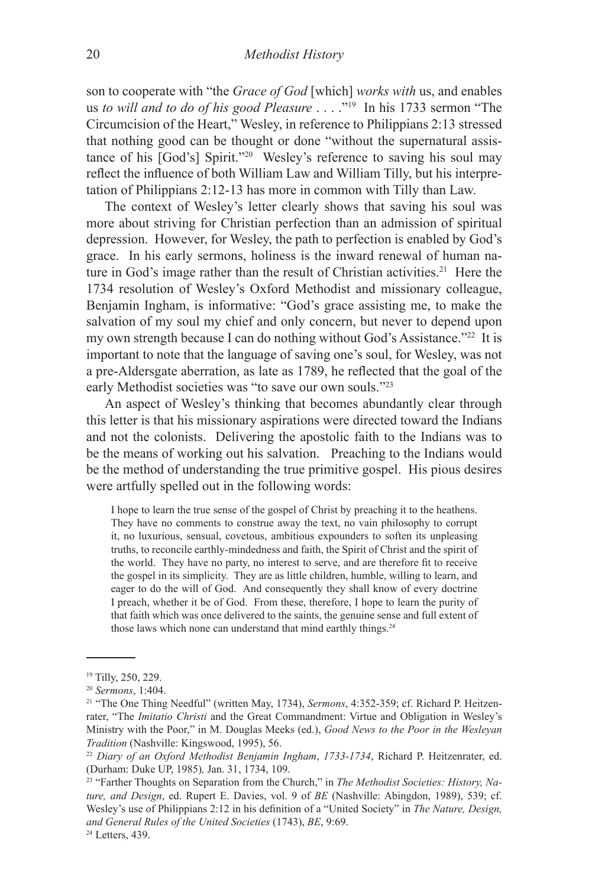son to cooperate with "the *Grace of God* [which] *works with* us, and enables us *to will and to do of his good Pleasure* . . . ."[19] In his 1733 sermon "The Circumcision of the Heart," Wesley, in reference to Philippians 2:13 stressed that nothing good can be thought or done "without the supernatural assistance of his [God's] Spirit."[20] Wesley's reference to saving his soul may reflect the influence of both William Law and William Tilly, but his interpretation of Philippians 2:12-13 has more in common with Tilly than Law.

The context of Wesley's letter clearly shows that saving his soul was more about striving for Christian perfection than an admission of spiritual depression. However, for Wesley, the path to perfection is enabled by God's grace. In his early sermons, holiness is the inward renewal of human nature in God's image rather than the result of Christian activities.[21] Here the 1734 resolution of Wesley's Oxford Methodist and missionary colleague, Benjamin Ingham, is informative: "God's grace assisting me, to make the salvation of my soul my chief and only concern, but never to depend upon my own strength because I can do nothing without God's Assistance."[22] It is important to note that the language of saving one's soul, for Wesley, was not a pre-Aldersgate aberration, as late as 1789, he reflected that the goal of the early Methodist societies was "to save our own souls."[23]

An aspect of Wesley's thinking that becomes abundantly clear through this letter is that his missionary aspirations were directed toward the Indians and not the colonists. Delivering the apostolic faith to the Indians was to be the means of working out his salvation. Preaching to the Indians would be the method of understanding the true primitive gospel. His pious desires were artfully spelled out in the following words:

> I hope to learn the true sense of the gospel of Christ by preaching it to the heathens. They have no comments to construe away the text, no vain philosophy to corrupt it, no luxurious, sensual, covetous, ambitious expounders to soften its unpleasing truths, to reconcile earthly-mindedness and faith, the Spirit of Christ and the spirit of the world. They have no party, no interest to serve, and are therefore fit to receive the gospel in its simplicity. They are as little children, humble, willing to learn, and eager to do the will of God. And consequently they shall know of every doctrine I preach, whether it be of God. From these, therefore, I hope to learn the purity of that faith which was once delivered to the saints, the genuine sense and full extent of those laws which none can understand that mind earthly things.[24]

---

[19] Tilly, 250, 229.

[20] *Sermons*, 1:404.

[21] "The One Thing Needful" (written May, 1734), *Sermons*, 4:352-359; cf. Richard P. Heitzenrater, "The *Imitatio Christi* and the Great Commandment: Virtue and Obligation in Wesley's Ministry with the Poor," in M. Douglas Meeks (ed.), *Good News to the Poor in the Wesleyan Tradition* (Nashville: Kingswood, 1995), 56.

[22] *Diary of an Oxford Methodist Benjamin Ingham*, *1733-1734*, Richard P. Heitzenrater, ed. (Durham: Duke UP, 1985)*,* Jan. 31, 1734, 109.

[23] "Farther Thoughts on Separation from the Church," in *The Methodist Societies: History, Nature, and Design*, ed. Rupert E. Davies, vol. 9 of *BE* (Nashville: Abingdon, 1989), 539; cf. Wesley's use of Philippians 2:12 in his definition of a "United Society" in *The Nature, Design, and General Rules of the United Societies* (1743), *BE*, 9:69.

[24] Letters, 439.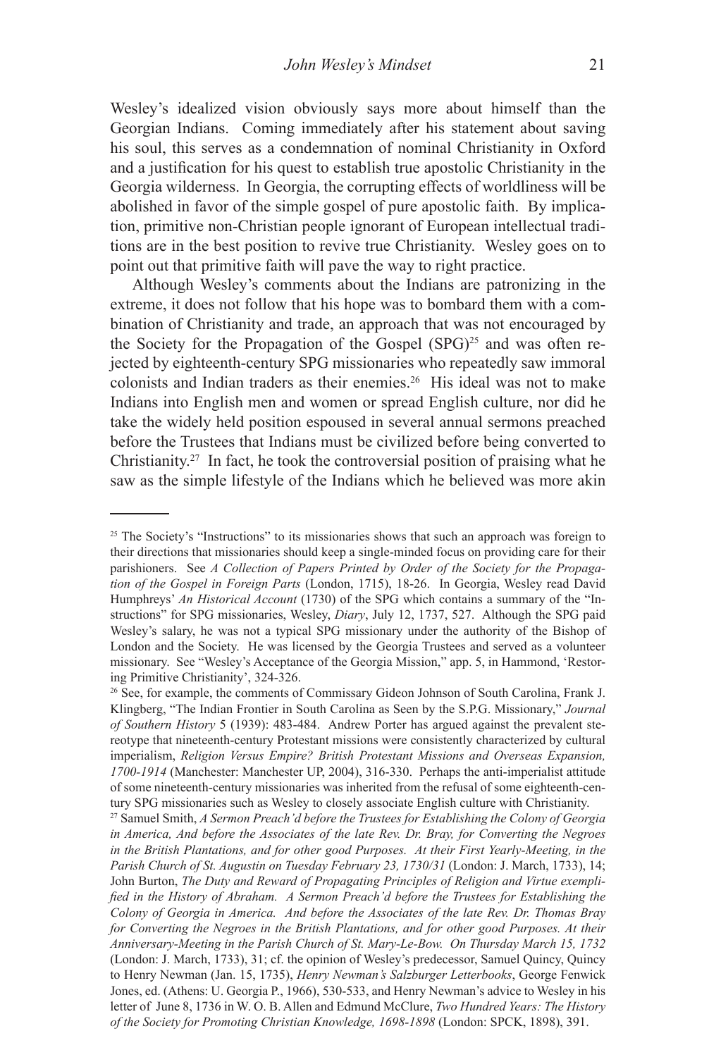Wesley's idealized vision obviously says more about himself than the Georgian Indians. Coming immediately after his statement about saving his soul, this serves as a condemnation of nominal Christianity in Oxford and a justification for his quest to establish true apostolic Christianity in the Georgia wilderness. In Georgia, the corrupting effects of worldliness will be abolished in favor of the simple gospel of pure apostolic faith. By implication, primitive non-Christian people ignorant of European intellectual traditions are in the best position to revive true Christianity. Wesley goes on to point out that primitive faith will pave the way to right practice.

Although Wesley's comments about the Indians are patronizing in the extreme, it does not follow that his hope was to bombard them with a combination of Christianity and trade, an approach that was not encouraged by the Society for the Propagation of the Gospel (SPG)[25] and was often rejected by eighteenth-century SPG missionaries who repeatedly saw immoral colonists and Indian traders as their enemies.[26] His ideal was not to make Indians into English men and women or spread English culture, nor did he take the widely held position espoused in several annual sermons preached before the Trustees that Indians must be civilized before being converted to Christianity.[27] In fact, he took the controversial position of praising what he saw as the simple lifestyle of the Indians which he believed was more akin

---

[25] The Society's "Instructions" to its missionaries shows that such an approach was foreign to their directions that missionaries should keep a single-minded focus on providing care for their parishioners. See *A Collection of Papers Printed by Order of the Society for the Propagation of the Gospel in Foreign Parts* (London, 1715), 18-26. In Georgia, Wesley read David Humphreys' *An Historical Account* (1730) of the SPG which contains a summary of the "Instructions" for SPG missionaries, Wesley, *Diary*, July 12, 1737, 527. Although the SPG paid Wesley's salary, he was not a typical SPG missionary under the authority of the Bishop of London and the Society. He was licensed by the Georgia Trustees and served as a volunteer missionary. See "Wesley's Acceptance of the Georgia Mission," app. 5, in Hammond, 'Restoring Primitive Christianity', 324-326.

[26] See, for example, the comments of Commissary Gideon Johnson of South Carolina, Frank J. Klingberg, "The Indian Frontier in South Carolina as Seen by the S.P.G. Missionary," *Journal of Southern History* 5 (1939): 483-484. Andrew Porter has argued against the prevalent stereotype that nineteenth-century Protestant missions were consistently characterized by cultural imperialism, *Religion Versus Empire? British Protestant Missions and Overseas Expansion, 1700-1914* (Manchester: Manchester UP, 2004), 316-330. Perhaps the anti-imperialist attitude of some nineteenth-century missionaries was inherited from the refusal of some eighteenth-century SPG missionaries such as Wesley to closely associate English culture with Christianity.

[27] Samuel Smith, *A Sermon Preach'd before the Trustees for Establishing the Colony of Georgia in America, And before the Associates of the late Rev. Dr. Bray, for Converting the Negroes in the British Plantations, and for other good Purposes. At their First Yearly-Meeting, in the Parish Church of St. Augustin on Tuesday February 23, 1730/31* (London: J. March, 1733), 14; John Burton, *The Duty and Reward of Propagating Principles of Religion and Virtue exemplified in the History of Abraham. A Sermon Preach'd before the Trustees for Establishing the Colony of Georgia in America. And before the Associates of the late Rev. Dr. Thomas Bray for Converting the Negroes in the British Plantations, and for other good Purposes. At their Anniversary-Meeting in the Parish Church of St. Mary-Le-Bow. On Thursday March 15, 1732* (London: J. March, 1733), 31; cf. the opinion of Wesley's predecessor, Samuel Quincy, Quincy to Henry Newman (Jan. 15, 1735), *Henry Newman's Salzburger Letterbooks*, George Fenwick Jones, ed. (Athens: U. Georgia P., 1966), 530-533, and Henry Newman's advice to Wesley in his letter of June 8, 1736 in W. O. B. Allen and Edmund McClure, *Two Hundred Years: The History of the Society for Promoting Christian Knowledge, 1698-1898* (London: SPCK, 1898), 391.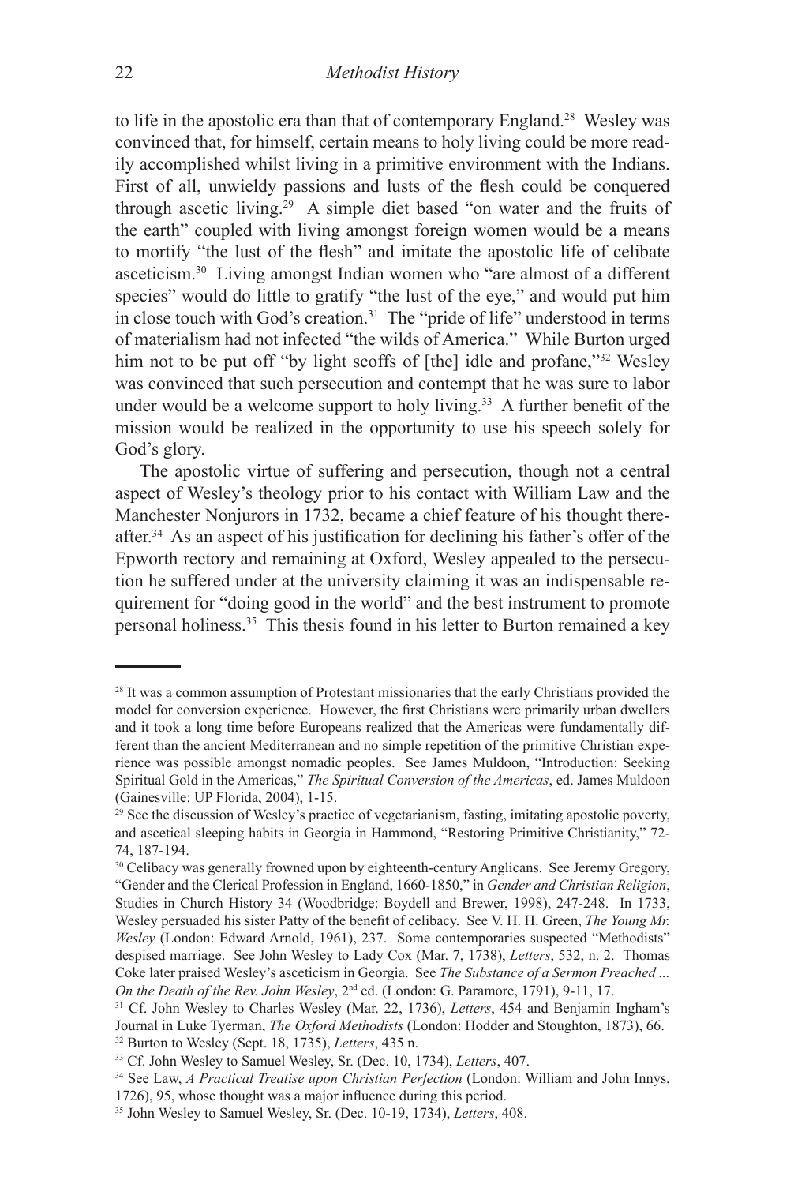to life in the apostolic era than that of contemporary England.[28] Wesley was convinced that, for himself, certain means to holy living could be more readily accomplished whilst living in a primitive environment with the Indians. First of all, unwieldy passions and lusts of the flesh could be conquered through ascetic living.[29] A simple diet based "on water and the fruits of the earth" coupled with living amongst foreign women would be a means to mortify "the lust of the flesh" and imitate the apostolic life of celibate asceticism.[30] Living amongst Indian women who "are almost of a different species" would do little to gratify "the lust of the eye," and would put him in close touch with God's creation.[31] The "pride of life" understood in terms of materialism had not infected "the wilds of America." While Burton urged him not to be put off "by light scoffs of [the] idle and profane,"[32] Wesley was convinced that such persecution and contempt that he was sure to labor under would be a welcome support to holy living.[33] A further benefit of the mission would be realized in the opportunity to use his speech solely for God's glory.

The apostolic virtue of suffering and persecution, though not a central aspect of Wesley's theology prior to his contact with William Law and the Manchester Nonjurors in 1732, became a chief feature of his thought thereafter.[34] As an aspect of his justification for declining his father's offer of the Epworth rectory and remaining at Oxford, Wesley appealed to the persecution he suffered under at the university claiming it was an indispensable requirement for "doing good in the world" and the best instrument to promote personal holiness.[35] This thesis found in his letter to Burton remained a key

---

[28] It was a common assumption of Protestant missionaries that the early Christians provided the model for conversion experience. However, the first Christians were primarily urban dwellers and it took a long time before Europeans realized that the Americas were fundamentally different than the ancient Mediterranean and no simple repetition of the primitive Christian experience was possible amongst nomadic peoples. See James Muldoon, "Introduction: Seeking Spiritual Gold in the Americas," *The Spiritual Conversion of the Americas*, ed. James Muldoon (Gainesville: UP Florida, 2004), 1-15.

[29] See the discussion of Wesley's practice of vegetarianism, fasting, imitating apostolic poverty, and ascetical sleeping habits in Georgia in Hammond, "Restoring Primitive Christianity," 72-74, 187-194.

[30] Celibacy was generally frowned upon by eighteenth-century Anglicans. See Jeremy Gregory, "Gender and the Clerical Profession in England, 1660-1850," in *Gender and Christian Religion*, Studies in Church History 34 (Woodbridge: Boydell and Brewer, 1998), 247-248. In 1733, Wesley persuaded his sister Patty of the benefit of celibacy. See V. H. H. Green, *The Young Mr. Wesley* (London: Edward Arnold, 1961), 237. Some contemporaries suspected "Methodists" despised marriage. See John Wesley to Lady Cox (Mar. 7, 1738), *Letters*, 532, n. 2. Thomas Coke later praised Wesley's asceticism in Georgia. See *The Substance of a Sermon Preached ... On the Death of the Rev. John Wesley*, 2nd ed. (London: G. Paramore, 1791), 9-11, 17.

[31] Cf. John Wesley to Charles Wesley (Mar. 22, 1736), *Letters*, 454 and Benjamin Ingham's Journal in Luke Tyerman, *The Oxford Methodists* (London: Hodder and Stoughton, 1873), 66.

[32] Burton to Wesley (Sept. 18, 1735), *Letters*, 435 n.

[33] Cf. John Wesley to Samuel Wesley, Sr. (Dec. 10, 1734), *Letters*, 407.

[34] See Law, *A Practical Treatise upon Christian Perfection* (London: William and John Innys, 1726), 95, whose thought was a major influence during this period.

[35] John Wesley to Samuel Wesley, Sr. (Dec. 10-19, 1734), *Letters*, 408.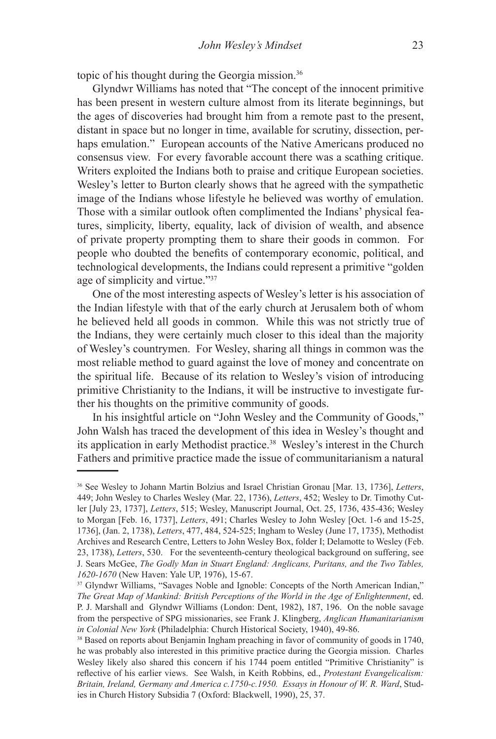topic of his thought during the Georgia mission.[36]

Glyndwr Williams has noted that "The concept of the innocent primitive has been present in western culture almost from its literate beginnings, but the ages of discoveries had brought him from a remote past to the present, distant in space but no longer in time, available for scrutiny, dissection, perhaps emulation." European accounts of the Native Americans produced no consensus view. For every favorable account there was a scathing critique. Writers exploited the Indians both to praise and critique European societies. Wesley's letter to Burton clearly shows that he agreed with the sympathetic image of the Indians whose lifestyle he believed was worthy of emulation. Those with a similar outlook often complimented the Indians' physical features, simplicity, liberty, equality, lack of division of wealth, and absence of private property prompting them to share their goods in common. For people who doubted the benefits of contemporary economic, political, and technological developments, the Indians could represent a primitive "golden age of simplicity and virtue."[37]

One of the most interesting aspects of Wesley's letter is his association of the Indian lifestyle with that of the early church at Jerusalem both of whom he believed held all goods in common. While this was not strictly true of the Indians, they were certainly much closer to this ideal than the majority of Wesley's countrymen. For Wesley, sharing all things in common was the most reliable method to guard against the love of money and concentrate on the spiritual life. Because of its relation to Wesley's vision of introducing primitive Christianity to the Indians, it will be instructive to investigate further his thoughts on the primitive community of goods.

In his insightful article on "John Wesley and the Community of Goods," John Walsh has traced the development of this idea in Wesley's thought and its application in early Methodist practice.[38] Wesley's interest in the Church Fathers and primitive practice made the issue of communitarianism a natural

---

[36] See Wesley to Johann Martin Bolzius and Israel Christian Gronau [Mar. 13, 1736], *Letters*, 449; John Wesley to Charles Wesley (Mar. 22, 1736), *Letters*, 452; Wesley to Dr. Timothy Cutler [July 23, 1737], *Letters*, 515; Wesley, Manuscript Journal, Oct. 25, 1736, 435-436; Wesley to Morgan [Feb. 16, 1737], *Letters*, 491; Charles Wesley to John Wesley [Oct. 1-6 and 15-25, 1736], (Jan. 2, 1738), *Letters*, 477, 484, 524-525; Ingham to Wesley (June 17, 1735), Methodist Archives and Research Centre, Letters to John Wesley Box, folder I; Delamotte to Wesley (Feb. 23, 1738), *Letters*, 530. For the seventeenth-century theological background on suffering, see J. Sears McGee, *The Godly Man in Stuart England: Anglicans, Puritans, and the Two Tables, 1620-1670* (New Haven: Yale UP, 1976), 15-67.

[37] Glyndwr Williams, "Savages Noble and Ignoble: Concepts of the North American Indian," *The Great Map of Mankind: British Perceptions of the World in the Age of Enlightenment*, ed. P. J. Marshall and Glyndwr Williams (London: Dent, 1982), 187, 196. On the noble savage from the perspective of SPG missionaries, see Frank J. Klingberg, *Anglican Humanitarianism in Colonial New York* (Philadelphia: Church Historical Society, 1940), 49-86.

[38] Based on reports about Benjamin Ingham preaching in favor of community of goods in 1740, he was probably also interested in this primitive practice during the Georgia mission. Charles Wesley likely also shared this concern if his 1744 poem entitled "Primitive Christianity" is reflective of his earlier views. See Walsh, in Keith Robbins, ed., *Protestant Evangelicalism: Britain, Ireland, Germany and America c.1750-c.1950. Essays in Honour of W. R. Ward*, Studies in Church History Subsidia 7 (Oxford: Blackwell, 1990), 25, 37.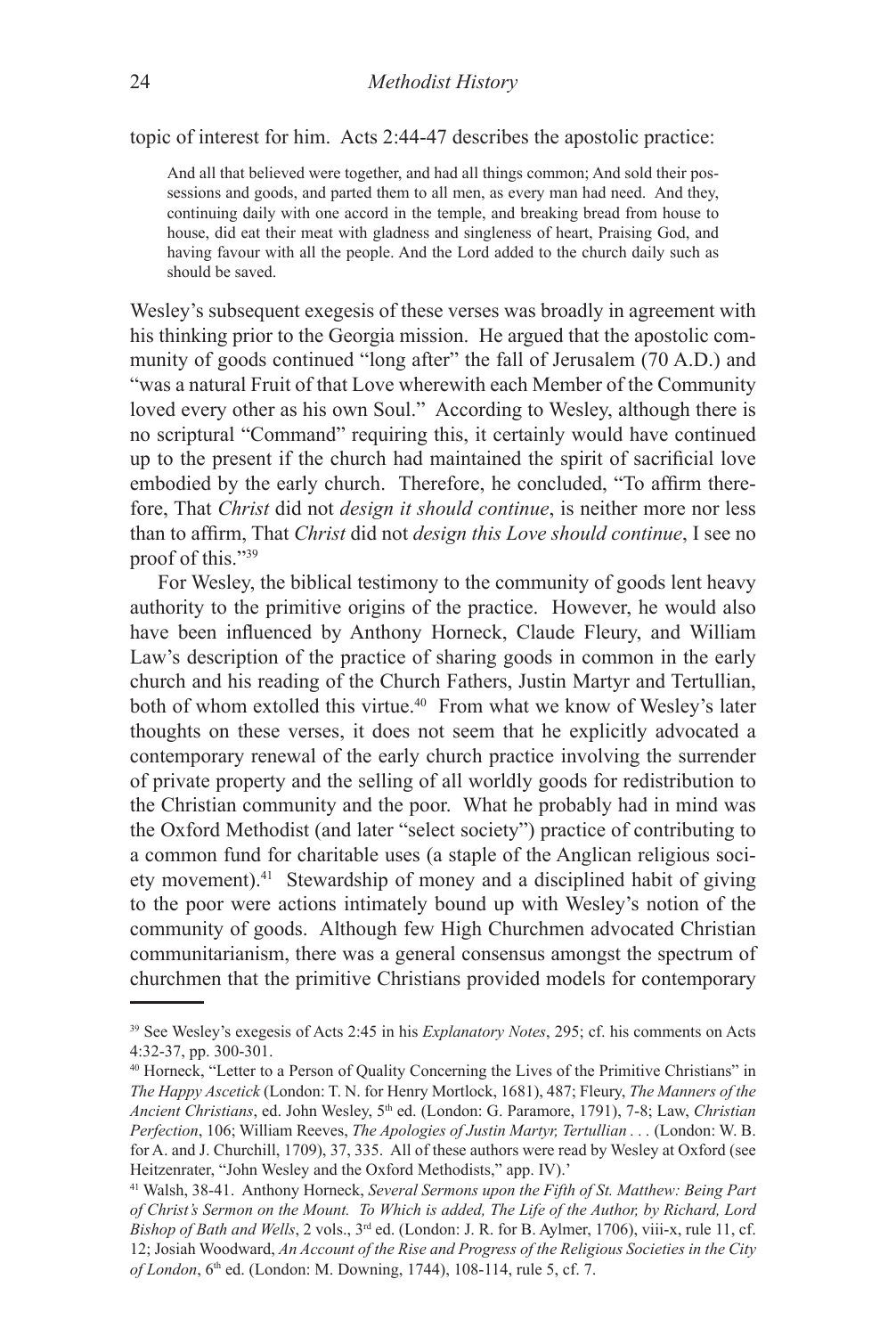topic of interest for him. Acts 2:44-47 describes the apostolic practice:

> And all that believed were together, and had all things common; And sold their possessions and goods, and parted them to all men, as every man had need. And they, continuing daily with one accord in the temple, and breaking bread from house to house, did eat their meat with gladness and singleness of heart, Praising God, and having favour with all the people. And the Lord added to the church daily such as should be saved.

Wesley's subsequent exegesis of these verses was broadly in agreement with his thinking prior to the Georgia mission. He argued that the apostolic community of goods continued "long after" the fall of Jerusalem (70 A.D.) and "was a natural Fruit of that Love wherewith each Member of the Community loved every other as his own Soul." According to Wesley, although there is no scriptural "Command" requiring this, it certainly would have continued up to the present if the church had maintained the spirit of sacrificial love embodied by the early church. Therefore, he concluded, "To affirm therefore, That *Christ* did not *design it should continue*, is neither more nor less than to affirm, That *Christ* did not *design this Love should continue*, I see no proof of this."[39]

For Wesley, the biblical testimony to the community of goods lent heavy authority to the primitive origins of the practice. However, he would also have been influenced by Anthony Horneck, Claude Fleury, and William Law's description of the practice of sharing goods in common in the early church and his reading of the Church Fathers, Justin Martyr and Tertullian, both of whom extolled this virtue.[40] From what we know of Wesley's later thoughts on these verses, it does not seem that he explicitly advocated a contemporary renewal of the early church practice involving the surrender of private property and the selling of all worldly goods for redistribution to the Christian community and the poor. What he probably had in mind was the Oxford Methodist (and later "select society") practice of contributing to a common fund for charitable uses (a staple of the Anglican religious society movement).[41] Stewardship of money and a disciplined habit of giving to the poor were actions intimately bound up with Wesley's notion of the community of goods. Although few High Churchmen advocated Christian communitarianism, there was a general consensus amongst the spectrum of churchmen that the primitive Christians provided models for contemporary

---

[39] See Wesley's exegesis of Acts 2:45 in his *Explanatory Notes*, 295; cf. his comments on Acts 4:32-37, pp. 300-301.

[40] Horneck, "Letter to a Person of Quality Concerning the Lives of the Primitive Christians" in *The Happy Ascetick* (London: T. N. for Henry Mortlock, 1681), 487; Fleury, *The Manners of the Ancient Christians*, ed. John Wesley, 5th ed. (London: G. Paramore, 1791), 7-8; Law, *Christian Perfection*, 106; William Reeves, *The Apologies of Justin Martyr, Tertullian . . .* (London: W. B. for A. and J. Churchill, 1709), 37, 335. All of these authors were read by Wesley at Oxford (see Heitzenrater, "John Wesley and the Oxford Methodists," app. IV).'

[41] Walsh, 38-41. Anthony Horneck, *Several Sermons upon the Fifth of St. Matthew: Being Part of Christ's Sermon on the Mount. To Which is added, The Life of the Author, by Richard, Lord Bishop of Bath and Wells*, 2 vols., 3rd ed. (London: J. R. for B. Aylmer, 1706), viii-x, rule 11, cf. 12; Josiah Woodward, *An Account of the Rise and Progress of the Religious Societies in the City of London*, 6th ed. (London: M. Downing, 1744), 108-114, rule 5, cf. 7.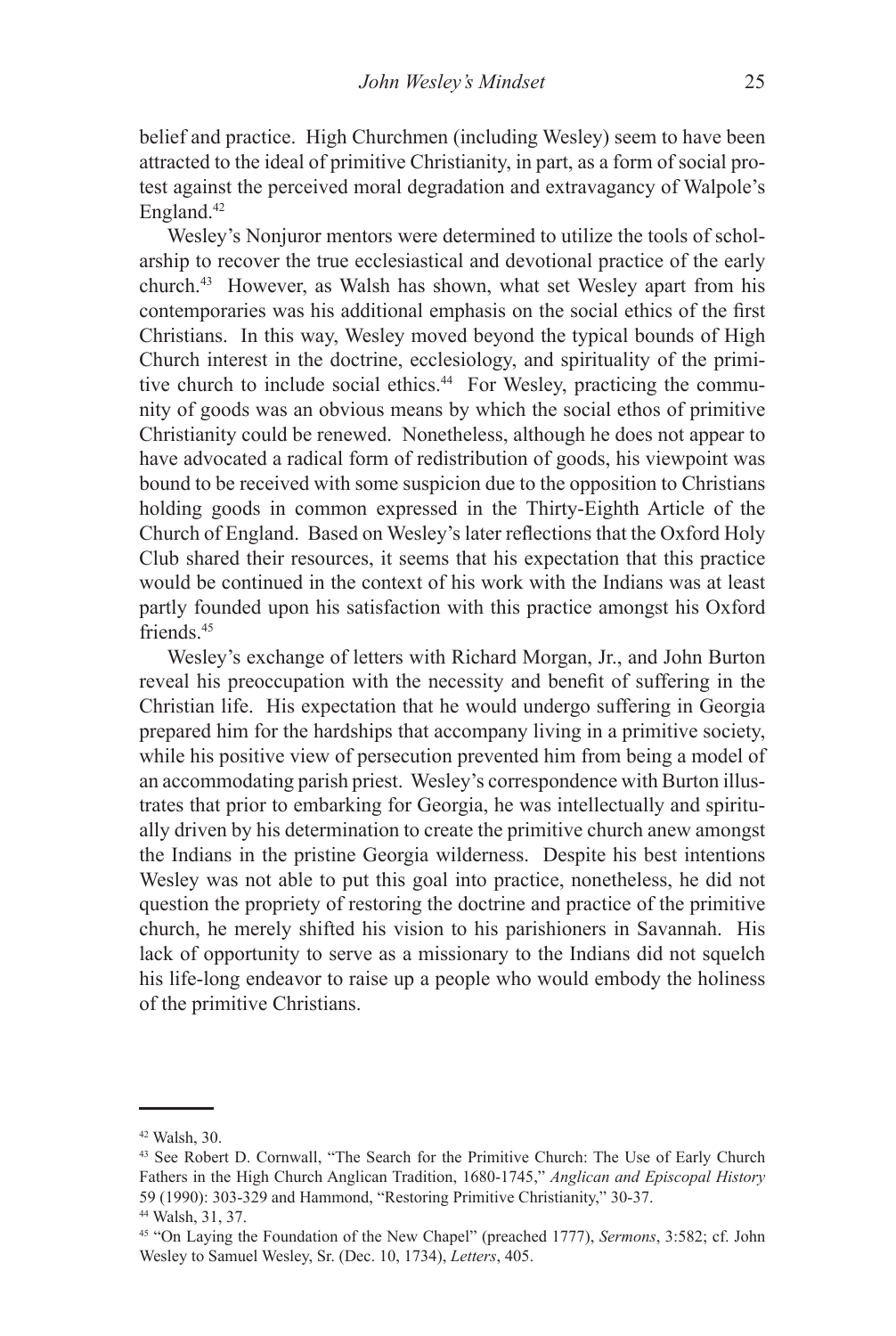belief and practice. High Churchmen (including Wesley) seem to have been attracted to the ideal of primitive Christianity, in part, as a form of social protest against the perceived moral degradation and extravagancy of Walpole's England.[42]

Wesley's Nonjuror mentors were determined to utilize the tools of scholarship to recover the true ecclesiastical and devotional practice of the early church.[43] However, as Walsh has shown, what set Wesley apart from his contemporaries was his additional emphasis on the social ethics of the first Christians. In this way, Wesley moved beyond the typical bounds of High Church interest in the doctrine, ecclesiology, and spirituality of the primitive church to include social ethics.[44] For Wesley, practicing the community of goods was an obvious means by which the social ethos of primitive Christianity could be renewed. Nonetheless, although he does not appear to have advocated a radical form of redistribution of goods, his viewpoint was bound to be received with some suspicion due to the opposition to Christians holding goods in common expressed in the Thirty-Eighth Article of the Church of England. Based on Wesley's later reflections that the Oxford Holy Club shared their resources, it seems that his expectation that this practice would be continued in the context of his work with the Indians was at least partly founded upon his satisfaction with this practice amongst his Oxford friends.[45]

Wesley's exchange of letters with Richard Morgan, Jr., and John Burton reveal his preoccupation with the necessity and benefit of suffering in the Christian life. His expectation that he would undergo suffering in Georgia prepared him for the hardships that accompany living in a primitive society, while his positive view of persecution prevented him from being a model of an accommodating parish priest. Wesley's correspondence with Burton illustrates that prior to embarking for Georgia, he was intellectually and spiritually driven by his determination to create the primitive church anew amongst the Indians in the pristine Georgia wilderness. Despite his best intentions Wesley was not able to put this goal into practice, nonetheless, he did not question the propriety of restoring the doctrine and practice of the primitive church, he merely shifted his vision to his parishioners in Savannah. His lack of opportunity to serve as a missionary to the Indians did not squelch his life-long endeavor to raise up a people who would embody the holiness of the primitive Christians.

---

[42] Walsh, 30.

[43] See Robert D. Cornwall, "The Search for the Primitive Church: The Use of Early Church Fathers in the High Church Anglican Tradition, 1680-1745," *Anglican and Episcopal History* 59 (1990): 303-329 and Hammond, "Restoring Primitive Christianity," 30-37.

[44] Walsh, 31, 37.

[45] "On Laying the Foundation of the New Chapel" (preached 1777), *Sermons*, 3:582; cf. John Wesley to Samuel Wesley, Sr. (Dec. 10, 1734), *Letters*, 405.